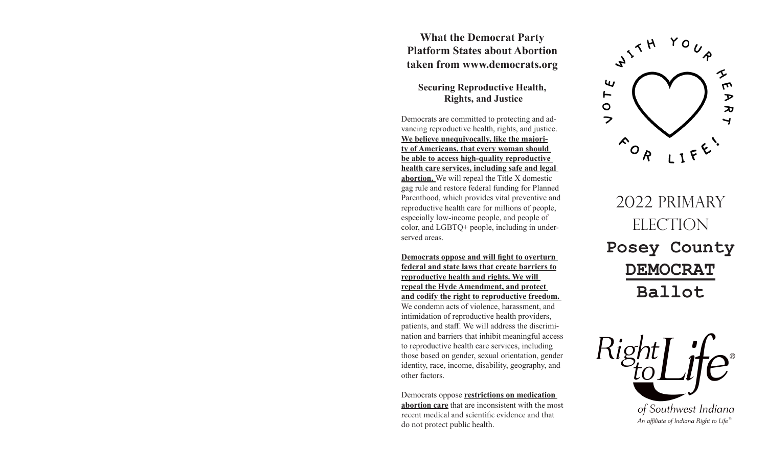## What the Democrat Party Platform States about Abortion taken from www.democrats.org

### Securing Reproductive Health, Rights, and Justice

Democrats are committed to protecting and advancing reproductive health, rights, and justice. **We believe unequivocally, like the majority of Americans, that every woman should be able to access high-quality reproductive health care services, including safe and legal abortion.** We will repeal the Title X domestic gag rule and restore federal funding for Planned Parenthood, which provides vital preventive and reproductive health care for millions of people, especially low-income people, and people of color, and LGBTQ+ people, including in underserved areas.

**Democrats oppose and will fight to overturn federal and state laws that create barriers to reproductive health and rights. We will repeal the Hyde Amendment, and protect and codify the right to reproductive freedom.** We condemn acts of violence, harassment, and intimidation of reproductive health providers, patients, and staff. We will address the discrimination and barriers that inhibit meaningful access to reproductive health care services, including those based on gender, sexual orientation, gender identity, race, income, disability, geography, and other factors.

Democrats oppose **restrictions on medication abortion care** that are inconsistent with the most recent medical and scientific evidence and that do not protect public health.

VOTE WITH YOUR HEART FOR LIFE!

# 2022 PRIMARY ELECTION

# Posey County DEMOCRAT Ballot

Right to Life®

of Southwest Indiana

*An affiliate of Indiana Right to Life™*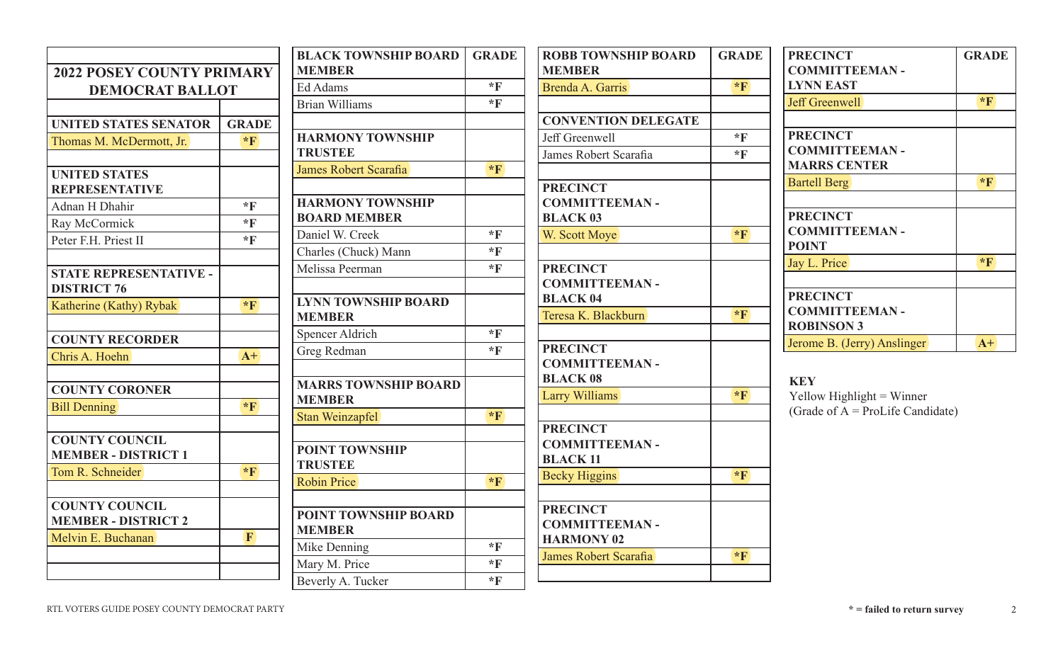## 2022 POSEY COUNTY PRIMARY DEMOCRAT BALLOT

| UNITED STATES SENATOR | GRADE |
|---|---|
| Thomas M. McDermott, Jr. | *F |

| UNITED STATES REPRESENTATIVE | |
|---|---|
| Adnan H Dhahir | *F |
| Ray McCormick | *F |
| Peter F.H. Priest II | *F |

| STATE REPRESENTATIVE - DISTRICT 76 | |
|---|---|
| Katherine (Kathy) Rybak | *F |

| COUNTY RECORDER | |
|---|---|
| Chris A. Hoehn | A+ |

| COUNTY CORONER | |
|---|---|
| Bill Denning | *F |

| COUNTY COUNCIL MEMBER - DISTRICT 1 | |
|---|---|
| Tom R. Schneider | *F |

| COUNTY COUNCIL MEMBER - DISTRICT 2 | |
|---|---|
| Melvin E. Buchanan | F |

| BLACK TOWNSHIP BOARD MEMBER | GRADE |
|---|---|
| Ed Adams | *F |
| Brian Williams | *F |

| HARMONY TOWNSHIP TRUSTEE | |
|---|---|
| James Robert Scarafia | *F |

| HARMONY TOWNSHIP BOARD MEMBER | |
|---|---|
| Daniel W. Creek | *F |
| Charles (Chuck) Mann | *F |
| Melissa Peerman | *F |

| LYNN TOWNSHIP BOARD MEMBER | |
|---|---|
| Spencer Aldrich | *F |
| Greg Redman | *F |

| MARRS TOWNSHIP BOARD MEMBER | |
|---|---|
| Stan Weinzapfel | *F |

| POINT TOWNSHIP TRUSTEE | |
|---|---|
| Robin Price | *F |

| POINT TOWNSHIP BOARD MEMBER | |
|---|---|
| Mike Denning | *F |
| Mary M. Price | *F |
| Beverly A. Tucker | *F |

| ROBB TOWNSHIP BOARD MEMBER | GRADE |
|---|---|
| Brenda A. Garris | *F |

| CONVENTION DELEGATE | |
|---|---|
| Jeff Greenwell | *F |
| James Robert Scarafia | *F |

| PRECINCT COMMITTEEMAN - BLACK 03 | |
|---|---|
| W. Scott Moye | *F |

| PRECINCT COMMITTEEMAN - BLACK 04 | |
|---|---|
| Teresa K. Blackburn | *F |

| PRECINCT COMMITTEEMAN - BLACK 08 | |
|---|---|
| Larry Williams | *F |

| PRECINCT COMMITTEEMAN - BLACK 11 | |
|---|---|
| Becky Higgins | *F |

| PRECINCT COMMITTEEMAN - HARMONY 02 | |
|---|---|
| James Robert Scarafia | *F |

| PRECINCT COMMITTEEMAN - LYNN EAST | GRADE |
|---|---|
| Jeff Greenwell | *F |

| PRECINCT COMMITTEEMAN - MARRS CENTER | |
|---|---|
| Bartell Berg | *F |

| PRECINCT COMMITTEEMAN - POINT | |
|---|---|
| Jay L. Price | *F |

| PRECINCT COMMITTEEMAN - ROBINSON 3 | |
|---|---|
| Jerome B. (Jerry) Anslinger | A+ |

**KEY**
Yellow Highlight = Winner
(Grade of A = ProLife Candidate)

RTL VOTERS GUIDE POSEY COUNTY DEMOCRAT PARTY

**\* = failed to return survey**